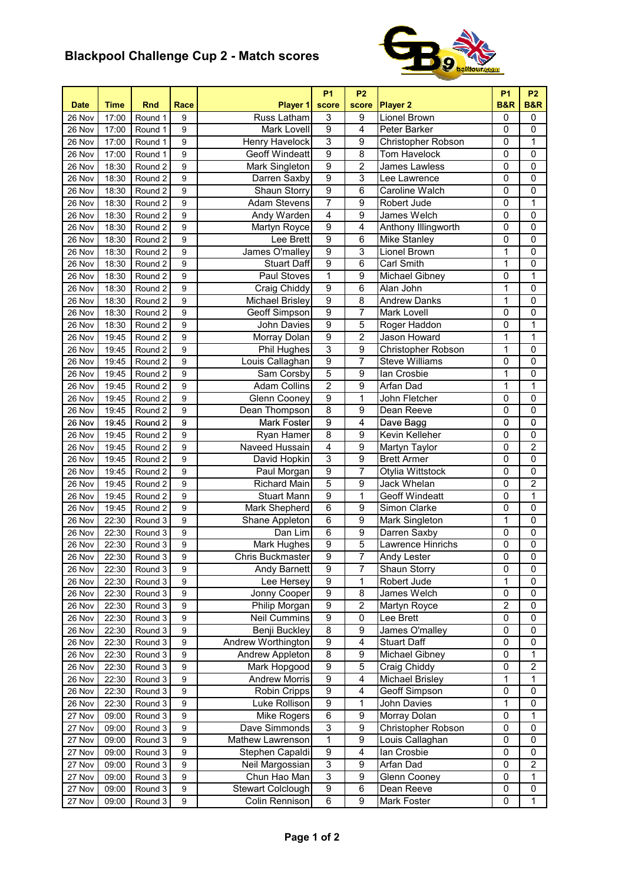# Blackpool Challenge Cup 2 - Match scores

| Date | Time | Rnd | Race | Player 1 | P1 score | P2 score | Player 2 | P1 B&R | P2 B&R |
|---|---|---|---|---|---|---|---|---|---|
| 26 Nov | 17:00 | Round 1 | 9 | Russ Latham | 3 | 9 | Lionel Brown | 0 | 0 |
| 26 Nov | 17:00 | Round 1 | 9 | Mark Lovell | 9 | 4 | Peter Barker | 0 | 0 |
| 26 Nov | 17:00 | Round 1 | 9 | Henry Havelock | 3 | 9 | Christopher Robson | 0 | 1 |
| 26 Nov | 17:00 | Round 1 | 9 | Geoff Windeatt | 9 | 8 | Tom Havelock | 0 | 0 |
| 26 Nov | 18:30 | Round 2 | 9 | Mark Singleton | 9 | 2 | James Lawless | 0 | 0 |
| 26 Nov | 18:30 | Round 2 | 9 | Darren Saxby | 9 | 3 | Lee Lawrence | 0 | 0 |
| 26 Nov | 18:30 | Round 2 | 9 | Shaun Storry | 9 | 6 | Caroline Walch | 0 | 0 |
| 26 Nov | 18:30 | Round 2 | 9 | Adam Stevens | 7 | 9 | Robert Jude | 0 | 1 |
| 26 Nov | 18:30 | Round 2 | 9 | Andy Warden | 4 | 9 | James Welch | 0 | 0 |
| 26 Nov | 18:30 | Round 2 | 9 | Martyn Royce | 9 | 4 | Anthony Illingworth | 0 | 0 |
| 26 Nov | 18:30 | Round 2 | 9 | Lee Brett | 9 | 6 | Mike Stanley | 0 | 0 |
| 26 Nov | 18:30 | Round 2 | 9 | James O'malley | 9 | 3 | Lionel Brown | 1 | 0 |
| 26 Nov | 18:30 | Round 2 | 9 | Stuart Daff | 9 | 6 | Carl Smith | 1 | 0 |
| 26 Nov | 18:30 | Round 2 | 9 | Paul Stoves | 1 | 9 | Michael Gibney | 0 | 1 |
| 26 Nov | 18:30 | Round 2 | 9 | Craig Chiddy | 9 | 6 | Alan John | 1 | 0 |
| 26 Nov | 18:30 | Round 2 | 9 | Michael Brisley | 9 | 8 | Andrew Danks | 1 | 0 |
| 26 Nov | 18:30 | Round 2 | 9 | Geoff Simpson | 9 | 7 | Mark Lovell | 0 | 0 |
| 26 Nov | 18:30 | Round 2 | 9 | John Davies | 9 | 5 | Roger Haddon | 0 | 1 |
| 26 Nov | 19:45 | Round 2 | 9 | Morray Dolan | 9 | 2 | Jason Howard | 1 | 1 |
| 26 Nov | 19:45 | Round 2 | 9 | Phil Hughes | 3 | 9 | Christopher Robson | 1 | 0 |
| 26 Nov | 19:45 | Round 2 | 9 | Louis Callaghan | 9 | 7 | Steve Williams | 0 | 0 |
| 26 Nov | 19:45 | Round 2 | 9 | Sam Corsby | 5 | 9 | Ian Crosbie | 1 | 0 |
| 26 Nov | 19:45 | Round 2 | 9 | Adam Collins | 2 | 9 | Arfan Dad | 1 | 1 |
| 26 Nov | 19:45 | Round 2 | 9 | Glenn Cooney | 9 | 1 | John Fletcher | 0 | 0 |
| 26 Nov | 19:45 | Round 2 | 9 | Dean Thompson | 8 | 9 | Dean Reeve | 0 | 0 |
| 26 Nov | 19:45 | Round 2 | 9 | Mark Foster | 9 | 4 | Dave Bagg | 0 | 0 |
| 26 Nov | 19:45 | Round 2 | 9 | Ryan Hamer | 8 | 9 | Kevin Kelleher | 0 | 0 |
| 26 Nov | 19:45 | Round 2 | 9 | Naveed Hussain | 4 | 9 | Martyn Taylor | 0 | 2 |
| 26 Nov | 19:45 | Round 2 | 9 | David Hopkin | 3 | 9 | Brett Armer | 0 | 0 |
| 26 Nov | 19:45 | Round 2 | 9 | Paul Morgan | 9 | 7 | Otylia Wittstock | 0 | 0 |
| 26 Nov | 19:45 | Round 2 | 9 | Richard Main | 5 | 9 | Jack Whelan | 0 | 2 |
| 26 Nov | 19:45 | Round 2 | 9 | Stuart Mann | 9 | 1 | Geoff Windeatt | 0 | 1 |
| 26 Nov | 19:45 | Round 2 | 9 | Mark Shepherd | 6 | 9 | Simon Clarke | 0 | 0 |
| 26 Nov | 22:30 | Round 3 | 9 | Shane Appleton | 6 | 9 | Mark Singleton | 1 | 0 |
| 26 Nov | 22:30 | Round 3 | 9 | Dan Lim | 6 | 9 | Darren Saxby | 0 | 0 |
| 26 Nov | 22:30 | Round 3 | 9 | Mark Hughes | 9 | 5 | Lawrence Hinrichs | 0 | 0 |
| 26 Nov | 22:30 | Round 3 | 9 | Chris Buckmaster | 9 | 7 | Andy Lester | 0 | 0 |
| 26 Nov | 22:30 | Round 3 | 9 | Andy Barnett | 9 | 7 | Shaun Storry | 0 | 0 |
| 26 Nov | 22:30 | Round 3 | 9 | Lee Hersey | 9 | 1 | Robert Jude | 1 | 0 |
| 26 Nov | 22:30 | Round 3 | 9 | Jonny Cooper | 9 | 8 | James Welch | 0 | 0 |
| 26 Nov | 22:30 | Round 3 | 9 | Philip Morgan | 9 | 2 | Martyn Royce | 2 | 0 |
| 26 Nov | 22:30 | Round 3 | 9 | Neil Cummins | 9 | 0 | Lee Brett | 0 | 0 |
| 26 Nov | 22:30 | Round 3 | 9 | Benji Buckley | 8 | 9 | James O'malley | 0 | 0 |
| 26 Nov | 22:30 | Round 3 | 9 | Andrew Worthington | 9 | 4 | Stuart Daff | 0 | 0 |
| 26 Nov | 22:30 | Round 3 | 9 | Andrew Appleton | 8 | 9 | Michael Gibney | 0 | 1 |
| 26 Nov | 22:30 | Round 3 | 9 | Mark Hopgood | 9 | 5 | Craig Chiddy | 0 | 2 |
| 26 Nov | 22:30 | Round 3 | 9 | Andrew Morris | 9 | 4 | Michael Brisley | 1 | 1 |
| 26 Nov | 22:30 | Round 3 | 9 | Robin Cripps | 9 | 4 | Geoff Simpson | 0 | 0 |
| 26 Nov | 22:30 | Round 3 | 9 | Luke Rollison | 9 | 1 | John Davies | 1 | 0 |
| 27 Nov | 09:00 | Round 3 | 9 | Mike Rogers | 6 | 9 | Morray Dolan | 0 | 1 |
| 27 Nov | 09:00 | Round 3 | 9 | Dave Simmonds | 3 | 9 | Christopher Robson | 0 | 0 |
| 27 Nov | 09:00 | Round 3 | 9 | Mathew Lawrenson | 1 | 9 | Louis Callaghan | 0 | 0 |
| 27 Nov | 09:00 | Round 3 | 9 | Stephen Capaldi | 9 | 4 | Ian Crosbie | 0 | 0 |
| 27 Nov | 09:00 | Round 3 | 9 | Neil Margossian | 3 | 9 | Arfan Dad | 0 | 2 |
| 27 Nov | 09:00 | Round 3 | 9 | Chun Hao Man | 3 | 9 | Glenn Cooney | 0 | 1 |
| 27 Nov | 09:00 | Round 3 | 9 | Stewart Colclough | 9 | 6 | Dean Reeve | 0 | 0 |
| 27 Nov | 09:00 | Round 3 | 9 | Colin Rennison | 6 | 9 | Mark Foster | 0 | 1 |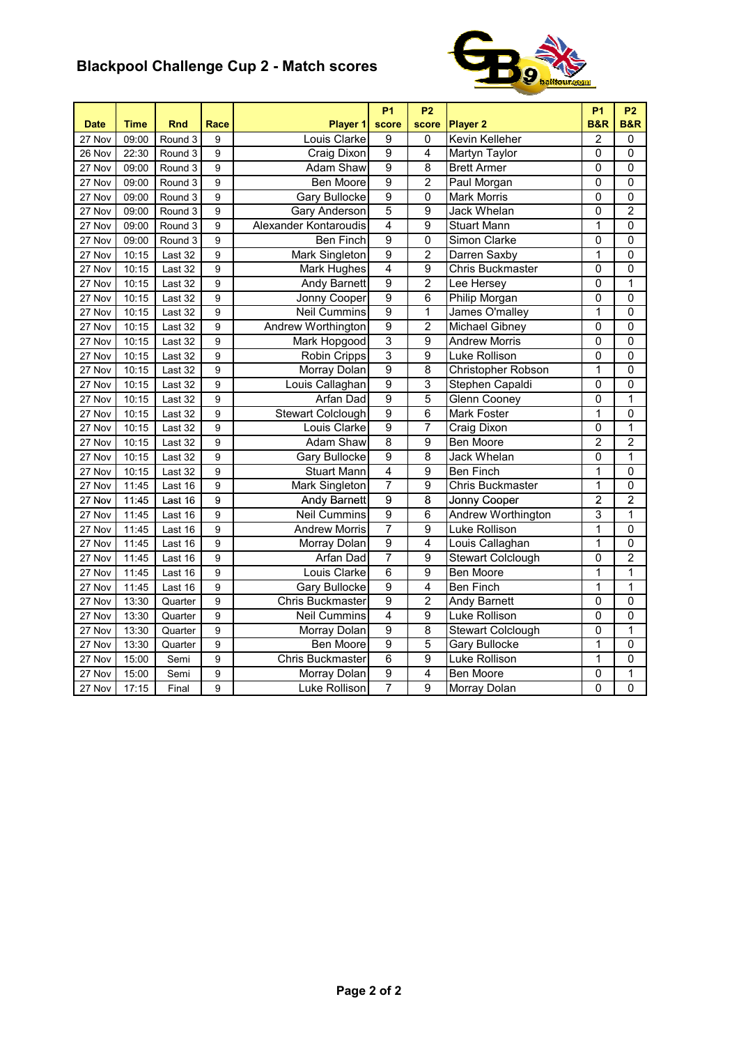# Blackpool Challenge Cup 2 - Match scores

| Date | Time | Rnd | Race | Player 1 | P1 score | P2 score | Player 2 | P1 B&R | P2 B&R |
|---|---|---|---|---|---|---|---|---|---|
| 27 Nov | 09:00 | Round 3 | 9 | Louis Clarke | 9 | 0 | Kevin Kelleher | 2 | 0 |
| 26 Nov | 22:30 | Round 3 | 9 | Craig Dixon | 9 | 4 | Martyn Taylor | 0 | 0 |
| 27 Nov | 09:00 | Round 3 | 9 | Adam Shaw | 9 | 8 | Brett Armer | 0 | 0 |
| 27 Nov | 09:00 | Round 3 | 9 | Ben Moore | 9 | 2 | Paul Morgan | 0 | 0 |
| 27 Nov | 09:00 | Round 3 | 9 | Gary Bullocke | 9 | 0 | Mark Morris | 0 | 0 |
| 27 Nov | 09:00 | Round 3 | 9 | Gary Anderson | 5 | 9 | Jack Whelan | 0 | 2 |
| 27 Nov | 09:00 | Round 3 | 9 | Alexander Kontaroudis | 4 | 9 | Stuart Mann | 1 | 0 |
| 27 Nov | 09:00 | Round 3 | 9 | Ben Finch | 9 | 0 | Simon Clarke | 0 | 0 |
| 27 Nov | 10:15 | Last 32 | 9 | Mark Singleton | 9 | 2 | Darren Saxby | 1 | 0 |
| 27 Nov | 10:15 | Last 32 | 9 | Mark Hughes | 4 | 9 | Chris Buckmaster | 0 | 0 |
| 27 Nov | 10:15 | Last 32 | 9 | Andy Barnett | 9 | 2 | Lee Hersey | 0 | 1 |
| 27 Nov | 10:15 | Last 32 | 9 | Jonny Cooper | 9 | 6 | Philip Morgan | 0 | 0 |
| 27 Nov | 10:15 | Last 32 | 9 | Neil Cummins | 9 | 1 | James O'malley | 1 | 0 |
| 27 Nov | 10:15 | Last 32 | 9 | Andrew Worthington | 9 | 2 | Michael Gibney | 0 | 0 |
| 27 Nov | 10:15 | Last 32 | 9 | Mark Hopgood | 3 | 9 | Andrew Morris | 0 | 0 |
| 27 Nov | 10:15 | Last 32 | 9 | Robin Cripps | 3 | 9 | Luke Rollison | 0 | 0 |
| 27 Nov | 10:15 | Last 32 | 9 | Morray Dolan | 9 | 8 | Christopher Robson | 1 | 0 |
| 27 Nov | 10:15 | Last 32 | 9 | Louis Callaghan | 9 | 3 | Stephen Capaldi | 0 | 0 |
| 27 Nov | 10:15 | Last 32 | 9 | Arfan Dad | 9 | 5 | Glenn Cooney | 0 | 1 |
| 27 Nov | 10:15 | Last 32 | 9 | Stewart Colclough | 9 | 6 | Mark Foster | 1 | 0 |
| 27 Nov | 10:15 | Last 32 | 9 | Louis Clarke | 9 | 7 | Craig Dixon | 0 | 1 |
| 27 Nov | 10:15 | Last 32 | 9 | Adam Shaw | 8 | 9 | Ben Moore | 2 | 2 |
| 27 Nov | 10:15 | Last 32 | 9 | Gary Bullocke | 9 | 8 | Jack Whelan | 0 | 1 |
| 27 Nov | 10:15 | Last 32 | 9 | Stuart Mann | 4 | 9 | Ben Finch | 1 | 0 |
| 27 Nov | 11:45 | Last 16 | 9 | Mark Singleton | 7 | 9 | Chris Buckmaster | 1 | 0 |
| 27 Nov | 11:45 | Last 16 | 9 | Andy Barnett | 9 | 8 | Jonny Cooper | 2 | 2 |
| 27 Nov | 11:45 | Last 16 | 9 | Neil Cummins | 9 | 6 | Andrew Worthington | 3 | 1 |
| 27 Nov | 11:45 | Last 16 | 9 | Andrew Morris | 7 | 9 | Luke Rollison | 1 | 0 |
| 27 Nov | 11:45 | Last 16 | 9 | Morray Dolan | 9 | 4 | Louis Callaghan | 1 | 0 |
| 27 Nov | 11:45 | Last 16 | 9 | Arfan Dad | 7 | 9 | Stewart Colclough | 0 | 2 |
| 27 Nov | 11:45 | Last 16 | 9 | Louis Clarke | 6 | 9 | Ben Moore | 1 | 1 |
| 27 Nov | 11:45 | Last 16 | 9 | Gary Bullocke | 9 | 4 | Ben Finch | 1 | 1 |
| 27 Nov | 13:30 | Quarter | 9 | Chris Buckmaster | 9 | 2 | Andy Barnett | 0 | 0 |
| 27 Nov | 13:30 | Quarter | 9 | Neil Cummins | 4 | 9 | Luke Rollison | 0 | 0 |
| 27 Nov | 13:30 | Quarter | 9 | Morray Dolan | 9 | 8 | Stewart Colclough | 0 | 1 |
| 27 Nov | 13:30 | Quarter | 9 | Ben Moore | 9 | 5 | Gary Bullocke | 1 | 0 |
| 27 Nov | 15:00 | Semi | 9 | Chris Buckmaster | 6 | 9 | Luke Rollison | 1 | 0 |
| 27 Nov | 15:00 | Semi | 9 | Morray Dolan | 9 | 4 | Ben Moore | 0 | 1 |
| 27 Nov | 17:15 | Final | 9 | Luke Rollison | 7 | 9 | Morray Dolan | 0 | 0 |